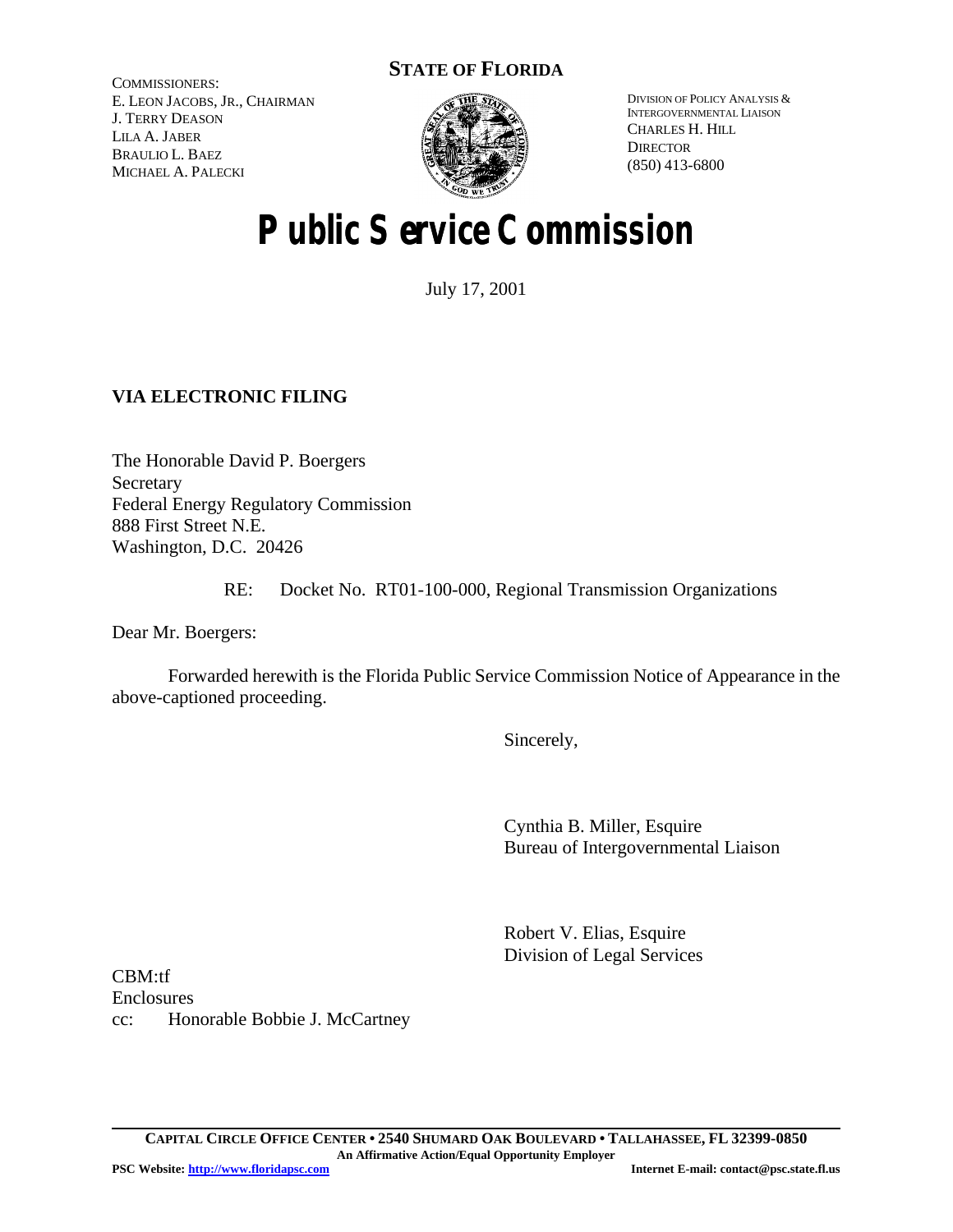**STATE OF FLORIDA**

COMMISSIONERS:
E. LEON JACOBS, JR., CHAIRMAN
J. TERRY DEASON
LILA A. JABER
BRAULIO L. BAEZ
MICHAEL A. PALECKI

DIVISION OF POLICY ANALYSIS &
INTERGOVERNMENTAL LIAISON
CHARLES H. HILL
DIRECTOR
(850) 413-6800

# Public Service Commission

July 17, 2001

**VIA ELECTRONIC FILING**

The Honorable David P. Boergers
Secretary
Federal Energy Regulatory Commission
888 First Street N.E.
Washington, D.C. 20426

RE: Docket No. RT01-100-000, Regional Transmission Organizations

Dear Mr. Boergers:

Forwarded herewith is the Florida Public Service Commission Notice of Appearance in the above-captioned proceeding.

Sincerely,

Cynthia B. Miller, Esquire
Bureau of Intergovernmental Liaison

Robert V. Elias, Esquire
Division of Legal Services

CBM:tf
Enclosures
cc: Honorable Bobbie J. McCartney

**CAPITAL CIRCLE OFFICE CENTER • 2540 SHUMARD OAK BOULEVARD • TALLAHASSEE, FL 32399-0850**
**An Affirmative Action/Equal Opportunity Employer**
**PSC Website: http://www.floridapsc.com** **Internet E-mail: contact@psc.state.fl.us**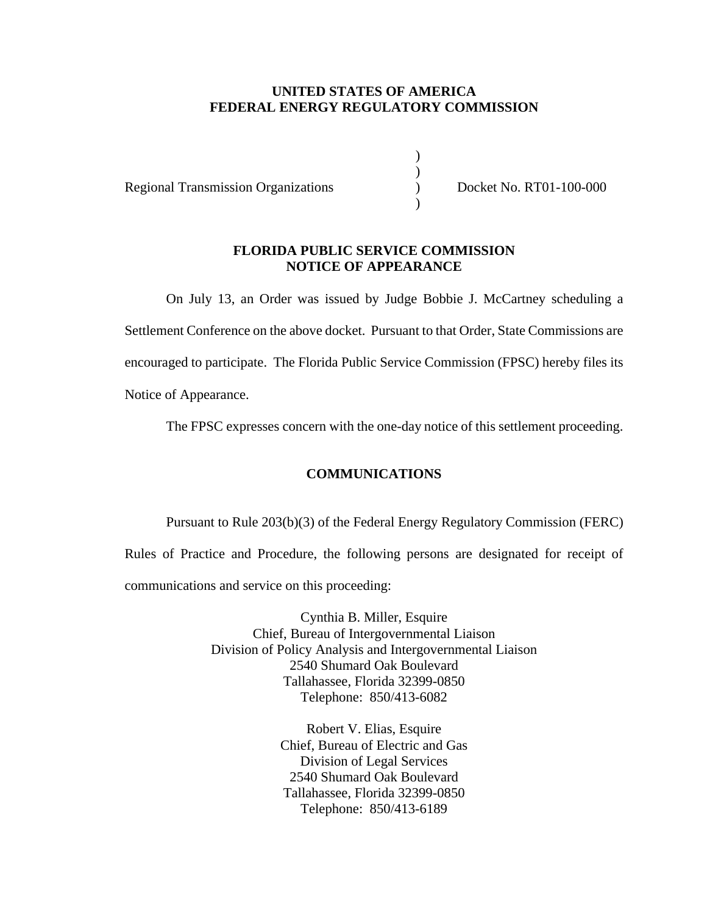**UNITED STATES OF AMERICA**
**FEDERAL ENERGY REGULATORY COMMISSION**

Regional Transmission Organizations ) Docket No. RT01-100-000

**FLORIDA PUBLIC SERVICE COMMISSION**
**NOTICE OF APPEARANCE**

On July 13, an Order was issued by Judge Bobbie J. McCartney scheduling a Settlement Conference on the above docket. Pursuant to that Order, State Commissions are encouraged to participate. The Florida Public Service Commission (FPSC) hereby files its Notice of Appearance.

The FPSC expresses concern with the one-day notice of this settlement proceeding.

**COMMUNICATIONS**

Pursuant to Rule 203(b)(3) of the Federal Energy Regulatory Commission (FERC) Rules of Practice and Procedure, the following persons are designated for receipt of communications and service on this proceeding:

Cynthia B. Miller, Esquire
Chief, Bureau of Intergovernmental Liaison
Division of Policy Analysis and Intergovernmental Liaison
2540 Shumard Oak Boulevard
Tallahassee, Florida 32399-0850
Telephone: 850/413-6082

Robert V. Elias, Esquire
Chief, Bureau of Electric and Gas
Division of Legal Services
2540 Shumard Oak Boulevard
Tallahassee, Florida 32399-0850
Telephone: 850/413-6189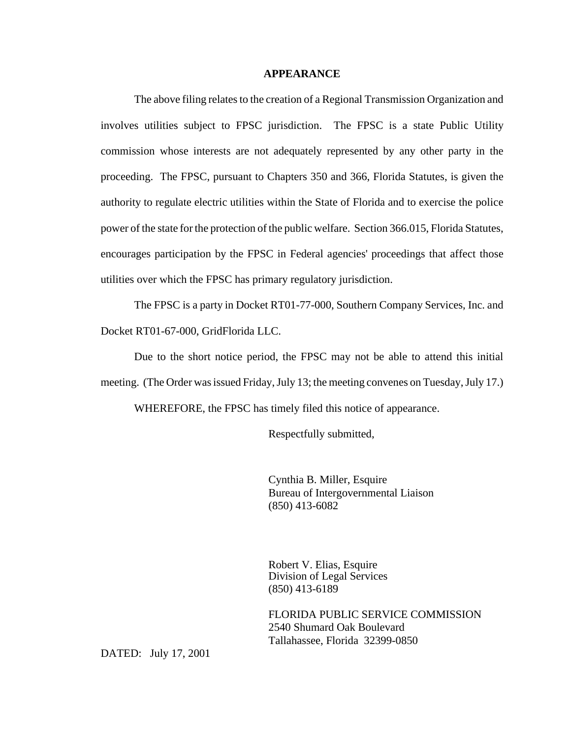**APPEARANCE**

The above filing relates to the creation of a Regional Transmission Organization and involves utilities subject to FPSC jurisdiction. The FPSC is a state Public Utility commission whose interests are not adequately represented by any other party in the proceeding. The FPSC, pursuant to Chapters 350 and 366, Florida Statutes, is given the authority to regulate electric utilities within the State of Florida and to exercise the police power of the state for the protection of the public welfare. Section 366.015, Florida Statutes, encourages participation by the FPSC in Federal agencies' proceedings that affect those utilities over which the FPSC has primary regulatory jurisdiction.

The FPSC is a party in Docket RT01-77-000, Southern Company Services, Inc. and Docket RT01-67-000, GridFlorida LLC.

Due to the short notice period, the FPSC may not be able to attend this initial meeting. (The Order was issued Friday, July 13; the meeting convenes on Tuesday, July 17.)

WHEREFORE, the FPSC has timely filed this notice of appearance.

Respectfully submitted,

Cynthia B. Miller, Esquire
Bureau of Intergovernmental Liaison
(850) 413-6082

Robert V. Elias, Esquire
Division of Legal Services
(850) 413-6189

FLORIDA PUBLIC SERVICE COMMISSION
2540 Shumard Oak Boulevard
Tallahassee, Florida 32399-0850

DATED: July 17, 2001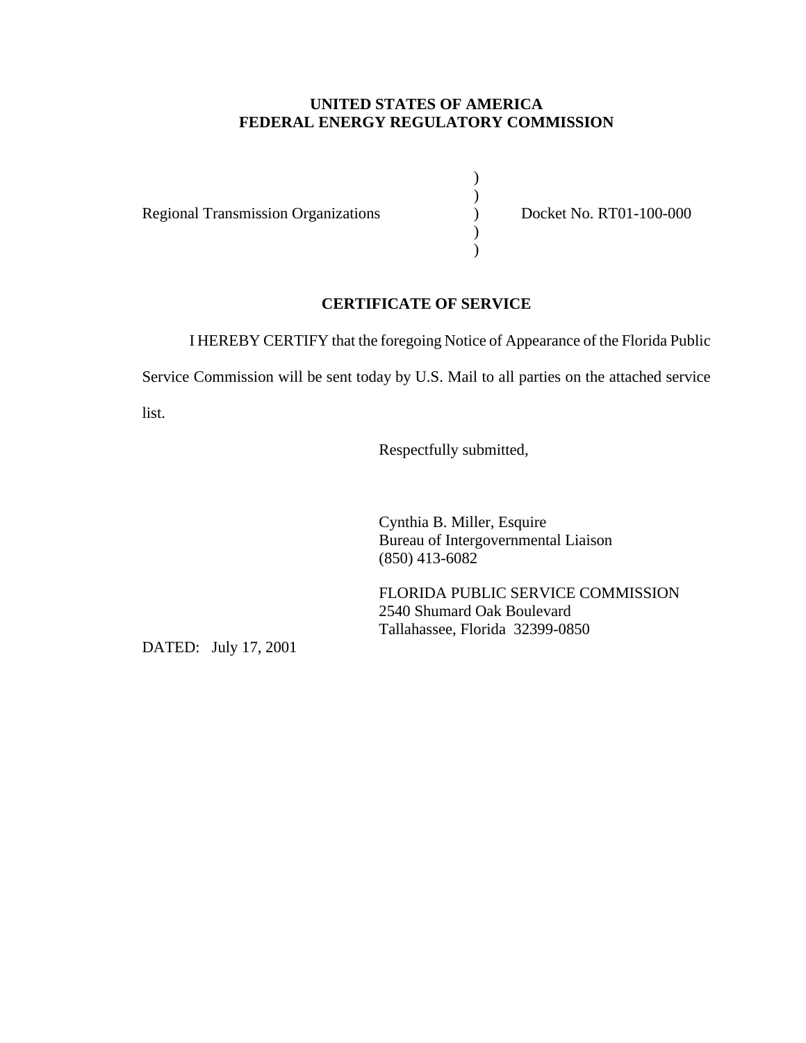**UNITED STATES OF AMERICA**
**FEDERAL ENERGY REGULATORY COMMISSION**

| | | |
|---|---|---|
| Regional Transmission Organizations | ) | Docket No. RT01-100-000 |

## CERTIFICATE OF SERVICE

I HEREBY CERTIFY that the foregoing Notice of Appearance of the Florida Public Service Commission will be sent today by U.S. Mail to all parties on the attached service list.

Respectfully submitted,

Cynthia B. Miller, Esquire
Bureau of Intergovernmental Liaison
(850) 413-6082

FLORIDA PUBLIC SERVICE COMMISSION
2540 Shumard Oak Boulevard
Tallahassee, Florida 32399-0850

DATED: July 17, 2001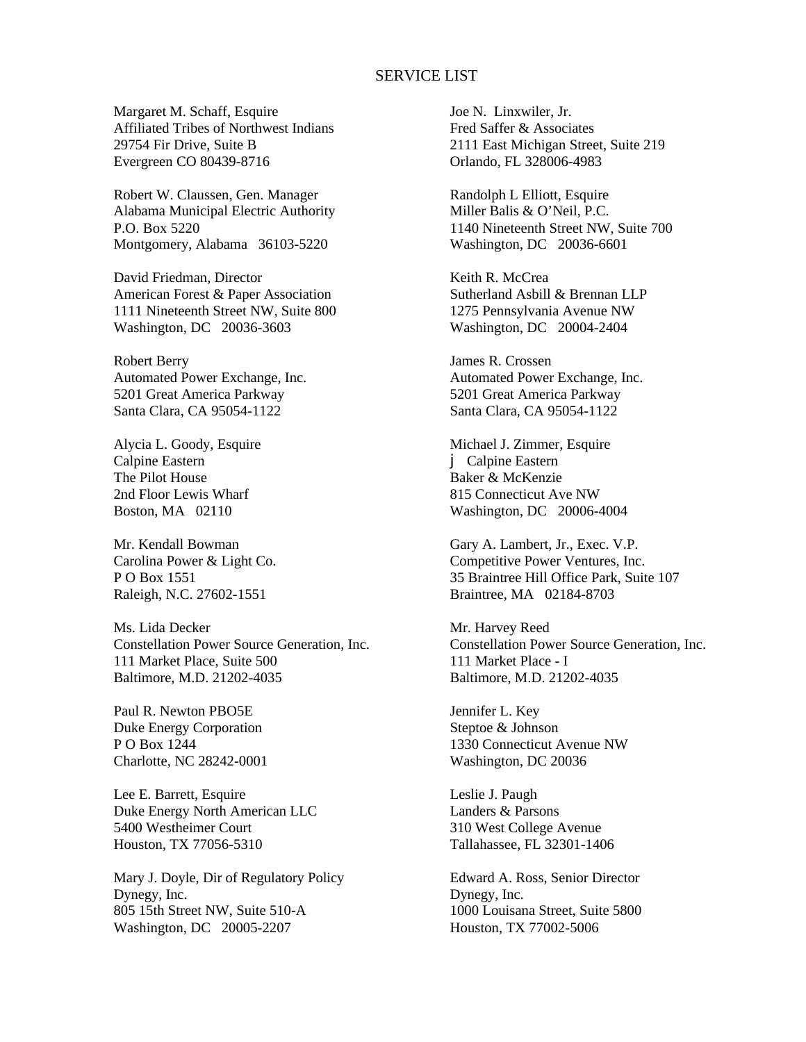# SERVICE LIST

Margaret M. Schaff, Esquire
Affiliated Tribes of Northwest Indians
29754 Fir Drive, Suite B
Evergreen CO 80439-8716

Joe N. Linxwiler, Jr.
Fred Saffer & Associates
2111 East Michigan Street, Suite 219
Orlando, FL 328006-4983

Robert W. Claussen, Gen. Manager
Alabama Municipal Electric Authority
P.O. Box 5220
Montgomery, Alabama 36103-5220

Randolph L Elliott, Esquire
Miller Balis & O'Neil, P.C.
1140 Nineteenth Street NW, Suite 700
Washington, DC 20036-6601

David Friedman, Director
American Forest & Paper Association
1111 Nineteenth Street NW, Suite 800
Washington, DC 20036-3603

Keith R. McCrea
Sutherland Asbill & Brennan LLP
1275 Pennsylvania Avenue NW
Washington, DC 20004-2404

Robert Berry
Automated Power Exchange, Inc.
5201 Great America Parkway
Santa Clara, CA 95054-1122

James R. Crossen
Automated Power Exchange, Inc.
5201 Great America Parkway
Santa Clara, CA 95054-1122

Alycia L. Goody, Esquire
Calpine Eastern
The Pilot House
2nd Floor Lewis Wharf
Boston, MA 02110

Michael J. Zimmer, Esquire
j Calpine Eastern
Baker & McKenzie
815 Connecticut Ave NW
Washington, DC 20006-4004

Mr. Kendall Bowman
Carolina Power & Light Co.
P O Box 1551
Raleigh, N.C. 27602-1551

Gary A. Lambert, Jr., Exec. V.P.
Competitive Power Ventures, Inc.
35 Braintree Hill Office Park, Suite 107
Braintree, MA 02184-8703

Ms. Lida Decker
Constellation Power Source Generation, Inc.
111 Market Place, Suite 500
Baltimore, M.D. 21202-4035

Mr. Harvey Reed
Constellation Power Source Generation, Inc.
111 Market Place - I
Baltimore, M.D. 21202-4035

Paul R. Newton PBO5E
Duke Energy Corporation
P O Box 1244
Charlotte, NC 28242-0001

Jennifer L. Key
Steptoe & Johnson
1330 Connecticut Avenue NW
Washington, DC 20036

Lee E. Barrett, Esquire
Duke Energy North American LLC
5400 Westheimer Court
Houston, TX 77056-5310

Leslie J. Paugh
Landers & Parsons
310 West College Avenue
Tallahassee, FL 32301-1406

Mary J. Doyle, Dir of Regulatory Policy
Dynegy, Inc.
805 15th Street NW, Suite 510-A
Washington, DC 20005-2207

Edward A. Ross, Senior Director
Dynegy, Inc.
1000 Louisana Street, Suite 5800
Houston, TX 77002-5006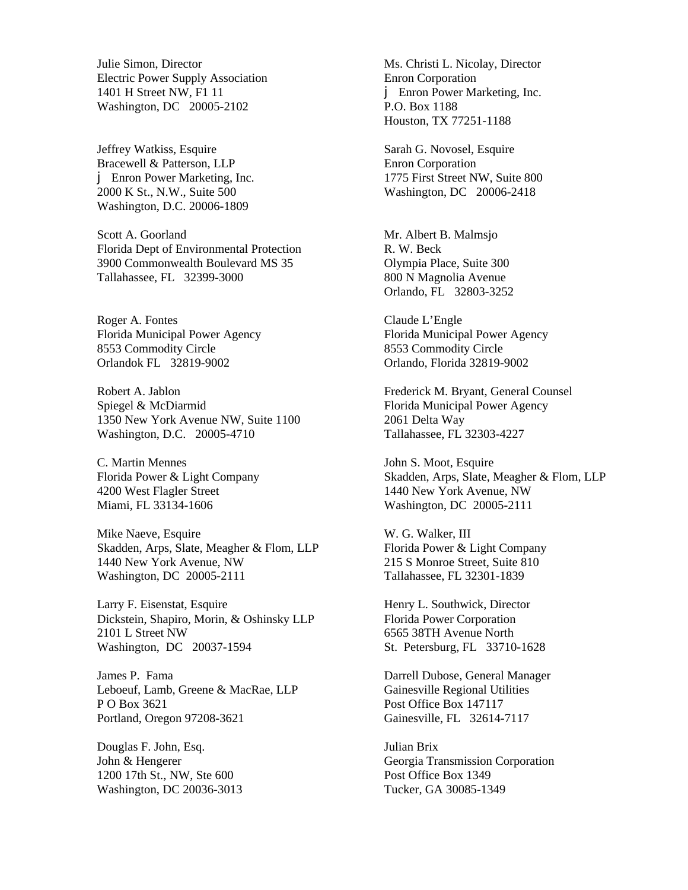Julie Simon, Director
Electric Power Supply Association
1401 H Street NW, Fl 11
Washington, DC 20005-2102

Ms. Christi L. Nicolay, Director
Enron Corporation
j Enron Power Marketing, Inc.
P.O. Box 1188
Houston, TX 77251-1188

Jeffrey Watkiss, Esquire
Bracewell & Patterson, LLP
j Enron Power Marketing, Inc.
2000 K St., N.W., Suite 500
Washington, D.C. 20006-1809

Sarah G. Novosel, Esquire
Enron Corporation
1775 First Street NW, Suite 800
Washington, DC 20006-2418

Scott A. Goorland
Florida Dept of Environmental Protection
3900 Commonwealth Boulevard MS 35
Tallahassee, FL 32399-3000

Mr. Albert B. Malmsjo
R. W. Beck
Olympia Place, Suite 300
800 N Magnolia Avenue
Orlando, FL 32803-3252

Roger A. Fontes
Florida Municipal Power Agency
8553 Commodity Circle
Orlandok FL 32819-9002

Claude L'Engle
Florida Municipal Power Agency
8553 Commodity Circle
Orlando, Florida 32819-9002

Robert A. Jablon
Spiegel & McDiarmid
1350 New York Avenue NW, Suite 1100
Washington, D.C. 20005-4710

Frederick M. Bryant, General Counsel
Florida Municipal Power Agency
2061 Delta Way
Tallahassee, FL 32303-4227

C. Martin Mennes
Florida Power & Light Company
4200 West Flagler Street
Miami, FL 33134-1606

John S. Moot, Esquire
Skadden, Arps, Slate, Meagher & Flom, LLP
1440 New York Avenue, NW
Washington, DC 20005-2111

Mike Naeve, Esquire
Skadden, Arps, Slate, Meagher & Flom, LLP
1440 New York Avenue, NW
Washington, DC 20005-2111

W. G. Walker, III
Florida Power & Light Company
215 S Monroe Street, Suite 810
Tallahassee, FL 32301-1839

Larry F. Eisenstat, Esquire
Dickstein, Shapiro, Morin, & Oshinsky LLP
2101 L Street NW
Washington, DC 20037-1594

Henry L. Southwick, Director
Florida Power Corporation
6565 38TH Avenue North
St. Petersburg, FL 33710-1628

James P. Fama
Leboeuf, Lamb, Greene & MacRae, LLP
P O Box 3621
Portland, Oregon 97208-3621

Darrell Dubose, General Manager
Gainesville Regional Utilities
Post Office Box 147117
Gainesville, FL 32614-7117

Douglas F. John, Esq.
John & Hengerer
1200 17th St., NW, Ste 600
Washington, DC 20036-3013

Julian Brix
Georgia Transmission Corporation
Post Office Box 1349
Tucker, GA 30085-1349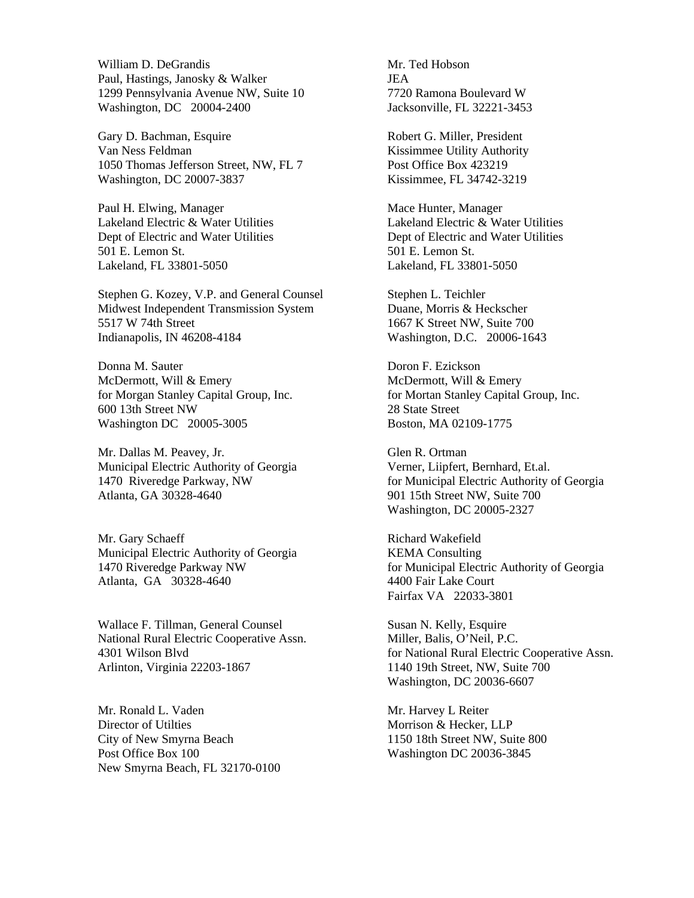William D. DeGrandis
Paul, Hastings, Janosky & Walker
1299 Pennsylvania Avenue NW, Suite 10
Washington, DC 20004-2400

Mr. Ted Hobson
JEA
7720 Ramona Boulevard W
Jacksonville, FL 32221-3453

Gary D. Bachman, Esquire
Van Ness Feldman
1050 Thomas Jefferson Street, NW, FL 7
Washington, DC 20007-3837

Robert G. Miller, President
Kissimmee Utility Authority
Post Office Box 423219
Kissimmee, FL 34742-3219

Paul H. Elwing, Manager
Lakeland Electric & Water Utilities
Dept of Electric and Water Utilities
501 E. Lemon St.
Lakeland, FL 33801-5050

Mace Hunter, Manager
Lakeland Electric & Water Utilities
Dept of Electric and Water Utilities
501 E. Lemon St.
Lakeland, FL 33801-5050

Stephen G. Kozey, V.P. and General Counsel
Midwest Independent Transmission System
5517 W 74th Street
Indianapolis, IN 46208-4184

Stephen L. Teichler
Duane, Morris & Heckscher
1667 K Street NW, Suite 700
Washington, D.C. 20006-1643

Donna M. Sauter
McDermott, Will & Emery
for Morgan Stanley Capital Group, Inc.
600 13th Street NW
Washington DC 20005-3005

Doron F. Ezickson
McDermott, Will & Emery
for Mortan Stanley Capital Group, Inc.
28 State Street
Boston, MA 02109-1775

Mr. Dallas M. Peavey, Jr.
Municipal Electric Authority of Georgia
1470 Riveredge Parkway, NW
Atlanta, GA 30328-4640

Glen R. Ortman
Verner, Liipfert, Bernhard, Et.al.
for Municipal Electric Authority of Georgia
901 15th Street NW, Suite 700
Washington, DC 20005-2327

Mr. Gary Schaeff
Municipal Electric Authority of Georgia
1470 Riveredge Parkway NW
Atlanta, GA 30328-4640

Richard Wakefield
KEMA Consulting
for Municipal Electric Authority of Georgia
4400 Fair Lake Court
Fairfax VA 22033-3801

Wallace F. Tillman, General Counsel
National Rural Electric Cooperative Assn.
4301 Wilson Blvd
Arlinton, Virginia 22203-1867

Susan N. Kelly, Esquire
Miller, Balis, O'Neil, P.C.
for National Rural Electric Cooperative Assn.
1140 19th Street, NW, Suite 700
Washington, DC 20036-6607

Mr. Ronald L. Vaden
Director of Utilties
City of New Smyrna Beach
Post Office Box 100
New Smyrna Beach, FL 32170-0100

Mr. Harvey L Reiter
Morrison & Hecker, LLP
1150 18th Street NW, Suite 800
Washington DC 20036-3845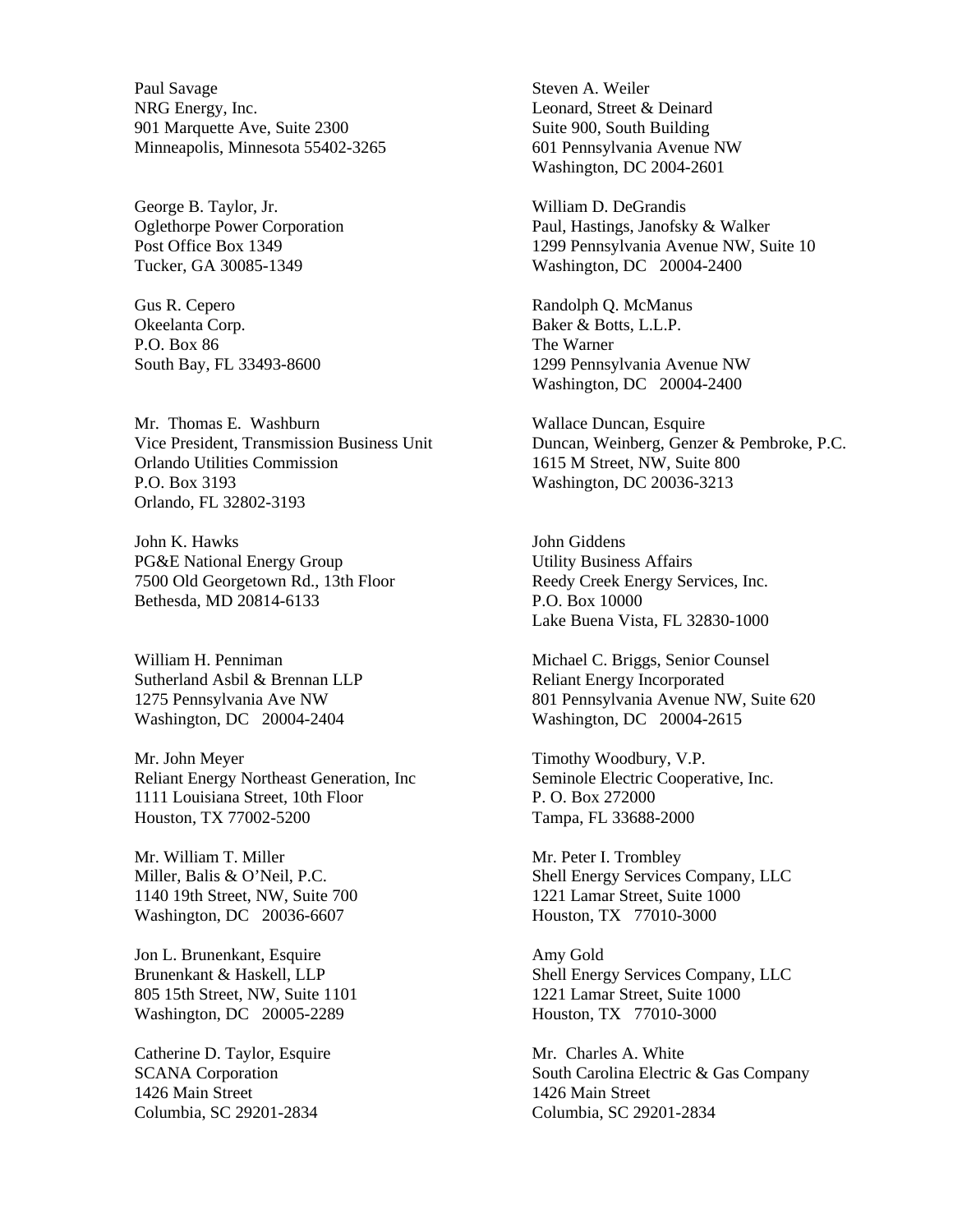Paul Savage
NRG Energy, Inc.
901 Marquette Ave, Suite 2300
Minneapolis, Minnesota 55402-3265

George B. Taylor, Jr.
Oglethorpe Power Corporation
Post Office Box 1349
Tucker, GA 30085-1349

Gus R. Cepero
Okeelanta Corp.
P.O. Box 86
South Bay, FL 33493-8600

Mr. Thomas E. Washburn
Vice President, Transmission Business Unit
Orlando Utilities Commission
P.O. Box 3193
Orlando, FL 32802-3193

John K. Hawks
PG&E National Energy Group
7500 Old Georgetown Rd., 13th Floor
Bethesda, MD 20814-6133

William H. Penniman
Sutherland Asbil & Brennan LLP
1275 Pennsylvania Ave NW
Washington, DC 20004-2404

Mr. John Meyer
Reliant Energy Northeast Generation, Inc
1111 Louisiana Street, 10th Floor
Houston, TX 77002-5200

Mr. William T. Miller
Miller, Balis & O'Neil, P.C.
1140 19th Street, NW, Suite 700
Washington, DC 20036-6607

Jon L. Brunenkant, Esquire
Brunenkant & Haskell, LLP
805 15th Street, NW, Suite 1101
Washington, DC 20005-2289

Catherine D. Taylor, Esquire
SCANA Corporation
1426 Main Street
Columbia, SC 29201-2834

Steven A. Weiler
Leonard, Street & Deinard
Suite 900, South Building
601 Pennsylvania Avenue NW
Washington, DC 2004-2601

William D. DeGrandis
Paul, Hastings, Janofsky & Walker
1299 Pennsylvania Avenue NW, Suite 10
Washington, DC 20004-2400

Randolph Q. McManus
Baker & Botts, L.L.P.
The Warner
1299 Pennsylvania Avenue NW
Washington, DC 20004-2400

Wallace Duncan, Esquire
Duncan, Weinberg, Genzer & Pembroke, P.C.
1615 M Street, NW, Suite 800
Washington, DC 20036-3213

John Giddens
Utility Business Affairs
Reedy Creek Energy Services, Inc.
P.O. Box 10000
Lake Buena Vista, FL 32830-1000

Michael C. Briggs, Senior Counsel
Reliant Energy Incorporated
801 Pennsylvania Avenue NW, Suite 620
Washington, DC 20004-2615

Timothy Woodbury, V.P.
Seminole Electric Cooperative, Inc.
P. O. Box 272000
Tampa, FL 33688-2000

Mr. Peter I. Trombley
Shell Energy Services Company, LLC
1221 Lamar Street, Suite 1000
Houston, TX 77010-3000

Amy Gold
Shell Energy Services Company, LLC
1221 Lamar Street, Suite 1000
Houston, TX 77010-3000

Mr. Charles A. White
South Carolina Electric & Gas Company
1426 Main Street
Columbia, SC 29201-2834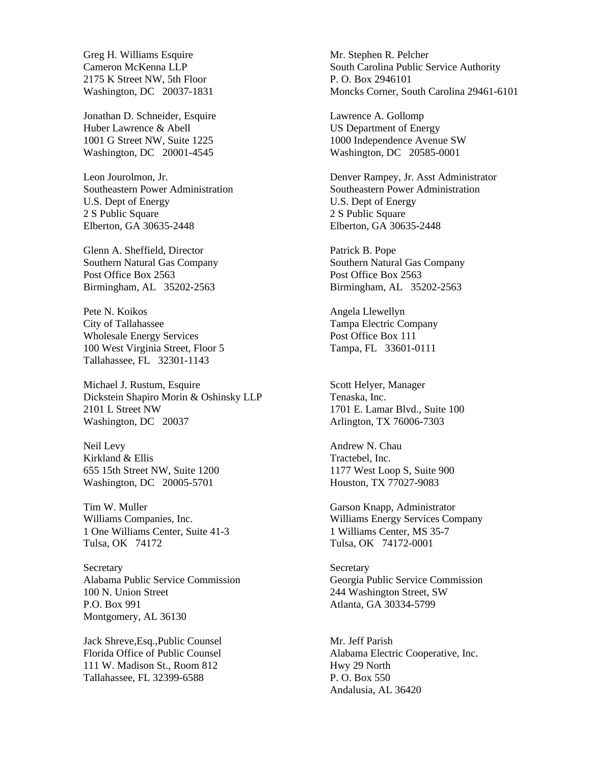Greg H. Williams Esquire
Cameron McKenna LLP
2175 K Street NW, 5th Floor
Washington, DC 20037-1831

Mr. Stephen R. Pelcher
South Carolina Public Service Authority
P. O. Box 2946101
Moncks Corner, South Carolina 29461-6101

Jonathan D. Schneider, Esquire
Huber Lawrence & Abell
1001 G Street NW, Suite 1225
Washington, DC 20001-4545

Lawrence A. Gollomp
US Department of Energy
1000 Independence Avenue SW
Washington, DC 20585-0001

Leon Jourolmon, Jr.
Southeastern Power Administration
U.S. Dept of Energy
2 S Public Square
Elberton, GA 30635-2448

Denver Rampey, Jr. Asst Administrator
Southeastern Power Administration
U.S. Dept of Energy
2 S Public Square
Elberton, GA 30635-2448

Glenn A. Sheffield, Director
Southern Natural Gas Company
Post Office Box 2563
Birmingham, AL 35202-2563

Patrick B. Pope
Southern Natural Gas Company
Post Office Box 2563
Birmingham, AL 35202-2563

Pete N. Koikos
City of Tallahassee
Wholesale Energy Services
100 West Virginia Street, Floor 5
Tallahassee, FL 32301-1143

Angela Llewellyn
Tampa Electric Company
Post Office Box 111
Tampa, FL 33601-0111

Michael J. Rustum, Esquire
Dickstein Shapiro Morin & Oshinsky LLP
2101 L Street NW
Washington, DC 20037

Scott Helyer, Manager
Tenaska, Inc.
1701 E. Lamar Blvd., Suite 100
Arlington, TX 76006-7303

Neil Levy
Kirkland & Ellis
655 15th Street NW, Suite 1200
Washington, DC 20005-5701

Andrew N. Chau
Tractebel, Inc.
1177 West Loop S, Suite 900
Houston, TX 77027-9083

Tim W. Muller
Williams Companies, Inc.
1 One Williams Center, Suite 41-3
Tulsa, OK 74172

Garson Knapp, Administrator
Williams Energy Services Company
1 Williams Center, MS 35-7
Tulsa, OK 74172-0001

Secretary
Alabama Public Service Commission
100 N. Union Street
P.O. Box 991
Montgomery, AL 36130

Secretary
Georgia Public Service Commission
244 Washington Street, SW
Atlanta, GA 30334-5799

Jack Shreve,Esq.,Public Counsel
Florida Office of Public Counsel
111 W. Madison St., Room 812
Tallahassee, FL 32399-6588

Mr. Jeff Parish
Alabama Electric Cooperative, Inc.
Hwy 29 North
P. O. Box 550
Andalusia, AL 36420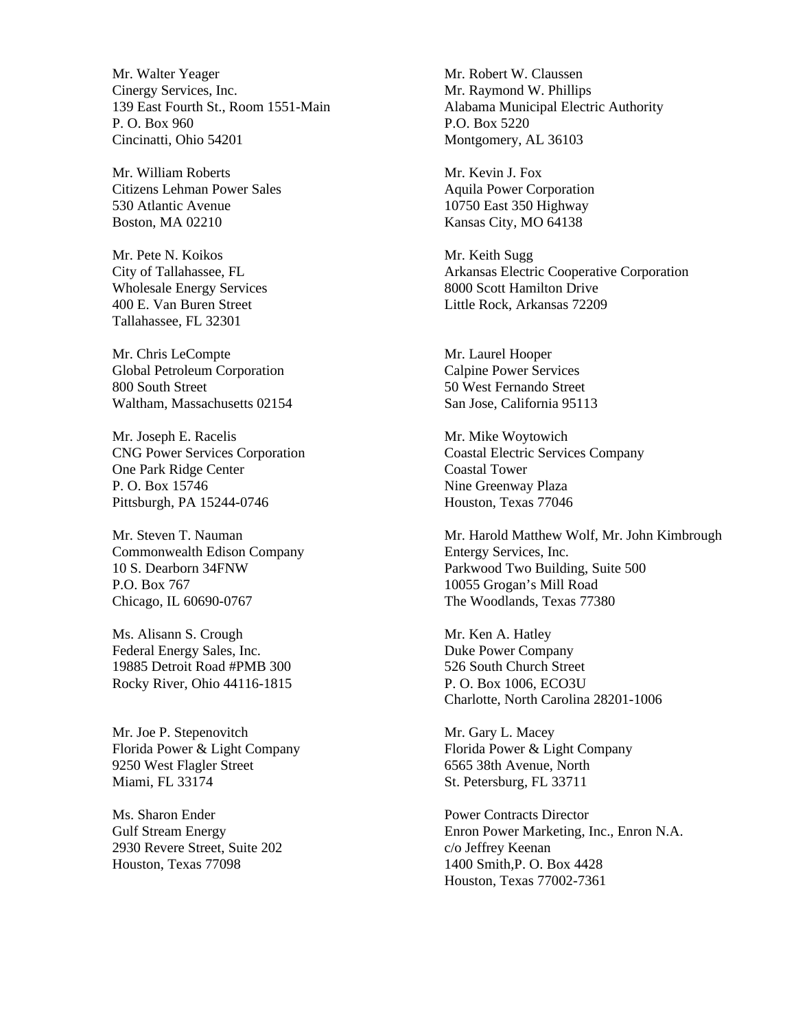Mr. Walter Yeager
Cinergy Services, Inc.
139 East Fourth St., Room 1551-Main
P. O. Box 960
Cincinatti, Ohio 54201

Mr. William Roberts
Citizens Lehman Power Sales
530 Atlantic Avenue
Boston, MA 02210

Mr. Pete N. Koikos
City of Tallahassee, FL
Wholesale Energy Services
400 E. Van Buren Street
Tallahassee, FL 32301

Mr. Chris LeCompte
Global Petroleum Corporation
800 South Street
Waltham, Massachusetts 02154

Mr. Joseph E. Racelis
CNG Power Services Corporation
One Park Ridge Center
P. O. Box 15746
Pittsburgh, PA 15244-0746

Mr. Steven T. Nauman
Commonwealth Edison Company
10 S. Dearborn 34FNW
P.O. Box 767
Chicago, IL 60690-0767

Ms. Alisann S. Crough
Federal Energy Sales, Inc.
19885 Detroit Road #PMB 300
Rocky River, Ohio 44116-1815

Mr. Joe P. Stepenovitch
Florida Power & Light Company
9250 West Flagler Street
Miami, FL 33174

Ms. Sharon Ender
Gulf Stream Energy
2930 Revere Street, Suite 202
Houston, Texas 77098

Mr. Robert W. Claussen
Mr. Raymond W. Phillips
Alabama Municipal Electric Authority
P.O. Box 5220
Montgomery, AL 36103

Mr. Kevin J. Fox
Aquila Power Corporation
10750 East 350 Highway
Kansas City, MO 64138

Mr. Keith Sugg
Arkansas Electric Cooperative Corporation
8000 Scott Hamilton Drive
Little Rock, Arkansas 72209

Mr. Laurel Hooper
Calpine Power Services
50 West Fernando Street
San Jose, California 95113

Mr. Mike Woytowich
Coastal Electric Services Company
Coastal Tower
Nine Greenway Plaza
Houston, Texas 77046

Mr. Harold Matthew Wolf, Mr. John Kimbrough
Entergy Services, Inc.
Parkwood Two Building, Suite 500
10055 Grogan's Mill Road
The Woodlands, Texas 77380

Mr. Ken A. Hatley
Duke Power Company
526 South Church Street
P. O. Box 1006, ECO3U
Charlotte, North Carolina 28201-1006

Mr. Gary L. Macey
Florida Power & Light Company
6565 38th Avenue, North
St. Petersburg, FL 33711

Power Contracts Director
Enron Power Marketing, Inc., Enron N.A.
c/o Jeffrey Keenan
1400 Smith,P. O. Box 4428
Houston, Texas 77002-7361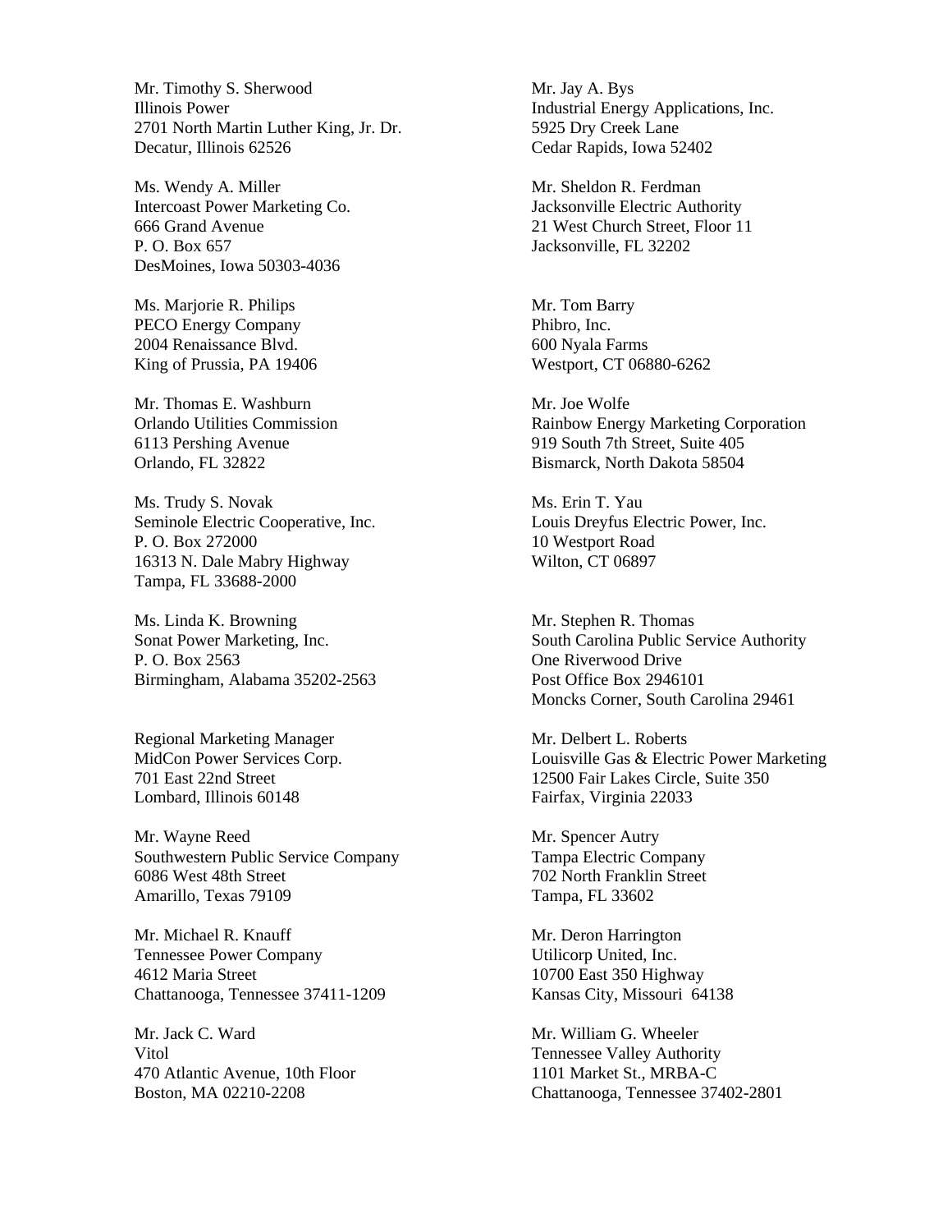Mr. Timothy S. Sherwood
Illinois Power
2701 North Martin Luther King, Jr. Dr.
Decatur, Illinois 62526

Ms. Wendy A. Miller
Intercoast Power Marketing Co.
666 Grand Avenue
P. O. Box 657
DesMoines, Iowa 50303-4036

Ms. Marjorie R. Philips
PECO Energy Company
2004 Renaissance Blvd.
King of Prussia, PA 19406

Mr. Thomas E. Washburn
Orlando Utilities Commission
6113 Pershing Avenue
Orlando, FL 32822

Ms. Trudy S. Novak
Seminole Electric Cooperative, Inc.
P. O. Box 272000
16313 N. Dale Mabry Highway
Tampa, FL 33688-2000

Ms. Linda K. Browning
Sonat Power Marketing, Inc.
P. O. Box 2563
Birmingham, Alabama 35202-2563

Regional Marketing Manager
MidCon Power Services Corp.
701 East 22nd Street
Lombard, Illinois 60148

Mr. Wayne Reed
Southwestern Public Service Company
6086 West 48th Street
Amarillo, Texas 79109

Mr. Michael R. Knauff
Tennessee Power Company
4612 Maria Street
Chattanooga, Tennessee 37411-1209

Mr. Jack C. Ward
Vitol
470 Atlantic Avenue, 10th Floor
Boston, MA 02210-2208

Mr. Jay A. Bys
Industrial Energy Applications, Inc.
5925 Dry Creek Lane
Cedar Rapids, Iowa 52402

Mr. Sheldon R. Ferdman
Jacksonville Electric Authority
21 West Church Street, Floor 11
Jacksonville, FL 32202

Mr. Tom Barry
Phibro, Inc.
600 Nyala Farms
Westport, CT 06880-6262

Mr. Joe Wolfe
Rainbow Energy Marketing Corporation
919 South 7th Street, Suite 405
Bismarck, North Dakota 58504

Ms. Erin T. Yau
Louis Dreyfus Electric Power, Inc.
10 Westport Road
Wilton, CT 06897

Mr. Stephen R. Thomas
South Carolina Public Service Authority
One Riverwood Drive
Post Office Box 2946101
Moncks Corner, South Carolina 29461

Mr. Delbert L. Roberts
Louisville Gas & Electric Power Marketing
12500 Fair Lakes Circle, Suite 350
Fairfax, Virginia 22033

Mr. Spencer Autry
Tampa Electric Company
702 North Franklin Street
Tampa, FL 33602

Mr. Deron Harrington
Utilicorp United, Inc.
10700 East 350 Highway
Kansas City, Missouri 64138

Mr. William G. Wheeler
Tennessee Valley Authority
1101 Market St., MRBA-C
Chattanooga, Tennessee 37402-2801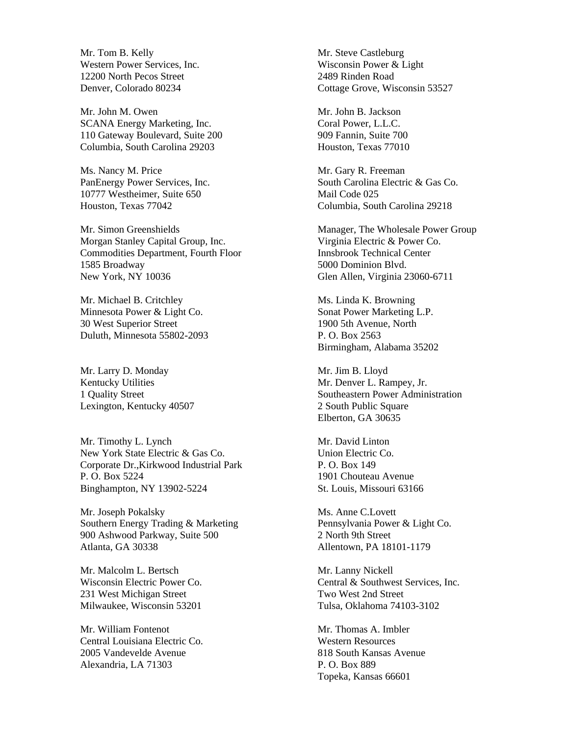Mr. Tom B. Kelly
Western Power Services, Inc.
12200 North Pecos Street
Denver, Colorado 80234

Mr. John M. Owen
SCANA Energy Marketing, Inc.
110 Gateway Boulevard, Suite 200
Columbia, South Carolina 29203

Ms. Nancy M. Price
PanEnergy Power Services, Inc.
10777 Westheimer, Suite 650
Houston, Texas 77042

Mr. Simon Greenshields
Morgan Stanley Capital Group, Inc.
Commodities Department, Fourth Floor
1585 Broadway
New York, NY 10036

Mr. Michael B. Critchley
Minnesota Power & Light Co.
30 West Superior Street
Duluth, Minnesota 55802-2093

Mr. Larry D. Monday
Kentucky Utilities
1 Quality Street
Lexington, Kentucky 40507

Mr. Timothy L. Lynch
New York State Electric & Gas Co.
Corporate Dr.,Kirkwood Industrial Park
P. O. Box 5224
Binghampton, NY 13902-5224

Mr. Joseph Pokalsky
Southern Energy Trading & Marketing
900 Ashwood Parkway, Suite 500
Atlanta, GA 30338

Mr. Malcolm L. Bertsch
Wisconsin Electric Power Co.
231 West Michigan Street
Milwaukee, Wisconsin 53201

Mr. William Fontenot
Central Louisiana Electric Co.
2005 Vandevelde Avenue
Alexandria, LA 71303

Mr. Steve Castleburg
Wisconsin Power & Light
2489 Rinden Road
Cottage Grove, Wisconsin 53527

Mr. John B. Jackson
Coral Power, L.L.C.
909 Fannin, Suite 700
Houston, Texas 77010

Mr. Gary R. Freeman
South Carolina Electric & Gas Co.
Mail Code 025
Columbia, South Carolina 29218

Manager, The Wholesale Power Group
Virginia Electric & Power Co.
Innsbrook Technical Center
5000 Dominion Blvd.
Glen Allen, Virginia 23060-6711

Ms. Linda K. Browning
Sonat Power Marketing L.P.
1900 5th Avenue, North
P. O. Box 2563
Birmingham, Alabama 35202

Mr. Jim B. Lloyd
Mr. Denver L. Rampey, Jr.
Southeastern Power Administration
2 South Public Square
Elberton, GA 30635

Mr. David Linton
Union Electric Co.
P. O. Box 149
1901 Chouteau Avenue
St. Louis, Missouri 63166

Ms. Anne C.Lovett
Pennsylvania Power & Light Co.
2 North 9th Street
Allentown, PA 18101-1179

Mr. Lanny Nickell
Central & Southwest Services, Inc.
Two West 2nd Street
Tulsa, Oklahoma 74103-3102

Mr. Thomas A. Imbler
Western Resources
818 South Kansas Avenue
P. O. Box 889
Topeka, Kansas 66601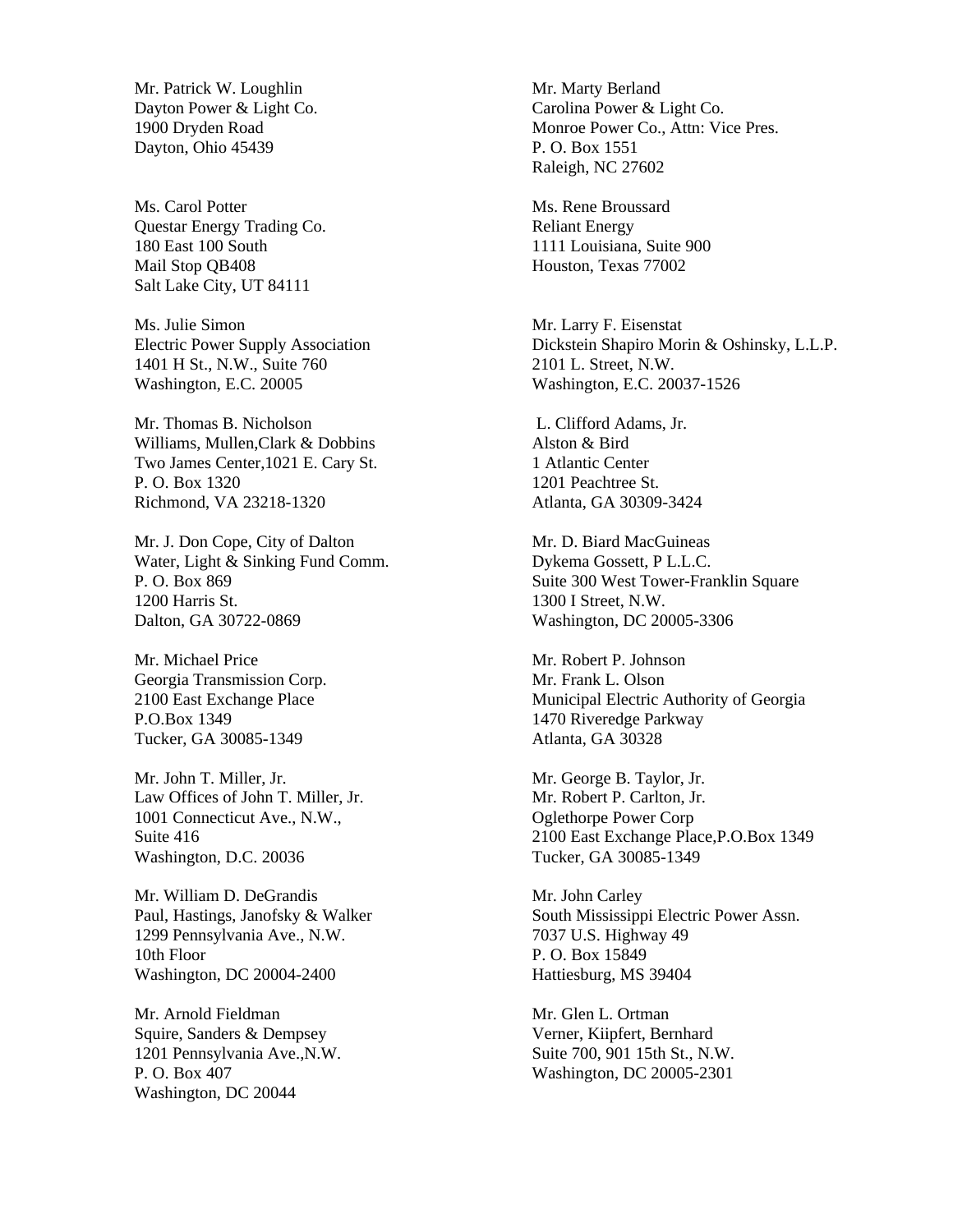Mr. Patrick W. Loughlin
Dayton Power & Light Co.
1900 Dryden Road
Dayton, Ohio 45439

Ms. Carol Potter
Questar Energy Trading Co.
180 East 100 South
Mail Stop QB408
Salt Lake City, UT 84111

Ms. Julie Simon
Electric Power Supply Association
1401 H St., N.W., Suite 760
Washington, E.C. 20005

Mr. Thomas B. Nicholson
Williams, Mullen,Clark & Dobbins
Two James Center,1021 E. Cary St.
P. O. Box 1320
Richmond, VA 23218-1320

Mr. J. Don Cope, City of Dalton
Water, Light & Sinking Fund Comm.
P. O. Box 869
1200 Harris St.
Dalton, GA 30722-0869

Mr. Michael Price
Georgia Transmission Corp.
2100 East Exchange Place
P.O.Box 1349
Tucker, GA 30085-1349

Mr. John T. Miller, Jr.
Law Offices of John T. Miller, Jr.
1001 Connecticut Ave., N.W.,
Suite 416
Washington, D.C. 20036

Mr. William D. DeGrandis
Paul, Hastings, Janofsky & Walker
1299 Pennsylvania Ave., N.W.
10th Floor
Washington, DC 20004-2400

Mr. Arnold Fieldman
Squire, Sanders & Dempsey
1201 Pennsylvania Ave.,N.W.
P. O. Box 407
Washington, DC 20044

Mr. Marty Berland
Carolina Power & Light Co.
Monroe Power Co., Attn: Vice Pres.
P. O. Box 1551
Raleigh, NC 27602

Ms. Rene Broussard
Reliant Energy
1111 Louisiana, Suite 900
Houston, Texas 77002

Mr. Larry F. Eisenstat
Dickstein Shapiro Morin & Oshinsky, L.L.P.
2101 L. Street, N.W.
Washington, E.C. 20037-1526

L. Clifford Adams, Jr.
Alston & Bird
1 Atlantic Center
1201 Peachtree St.
Atlanta, GA 30309-3424

Mr. D. Biard MacGuineas
Dykema Gossett, P L.L.C.
Suite 300 West Tower-Franklin Square
1300 I Street, N.W.
Washington, DC 20005-3306

Mr. Robert P. Johnson
Mr. Frank L. Olson
Municipal Electric Authority of Georgia
1470 Riveredge Parkway
Atlanta, GA 30328

Mr. George B. Taylor, Jr.
Mr. Robert P. Carlton, Jr.
Oglethorpe Power Corp
2100 East Exchange Place,P.O.Box 1349
Tucker, GA 30085-1349

Mr. John Carley
South Mississippi Electric Power Assn.
7037 U.S. Highway 49
P. O. Box 15849
Hattiesburg, MS 39404

Mr. Glen L. Ortman
Verner, Kiipfert, Bernhard
Suite 700, 901 15th St., N.W.
Washington, DC 20005-2301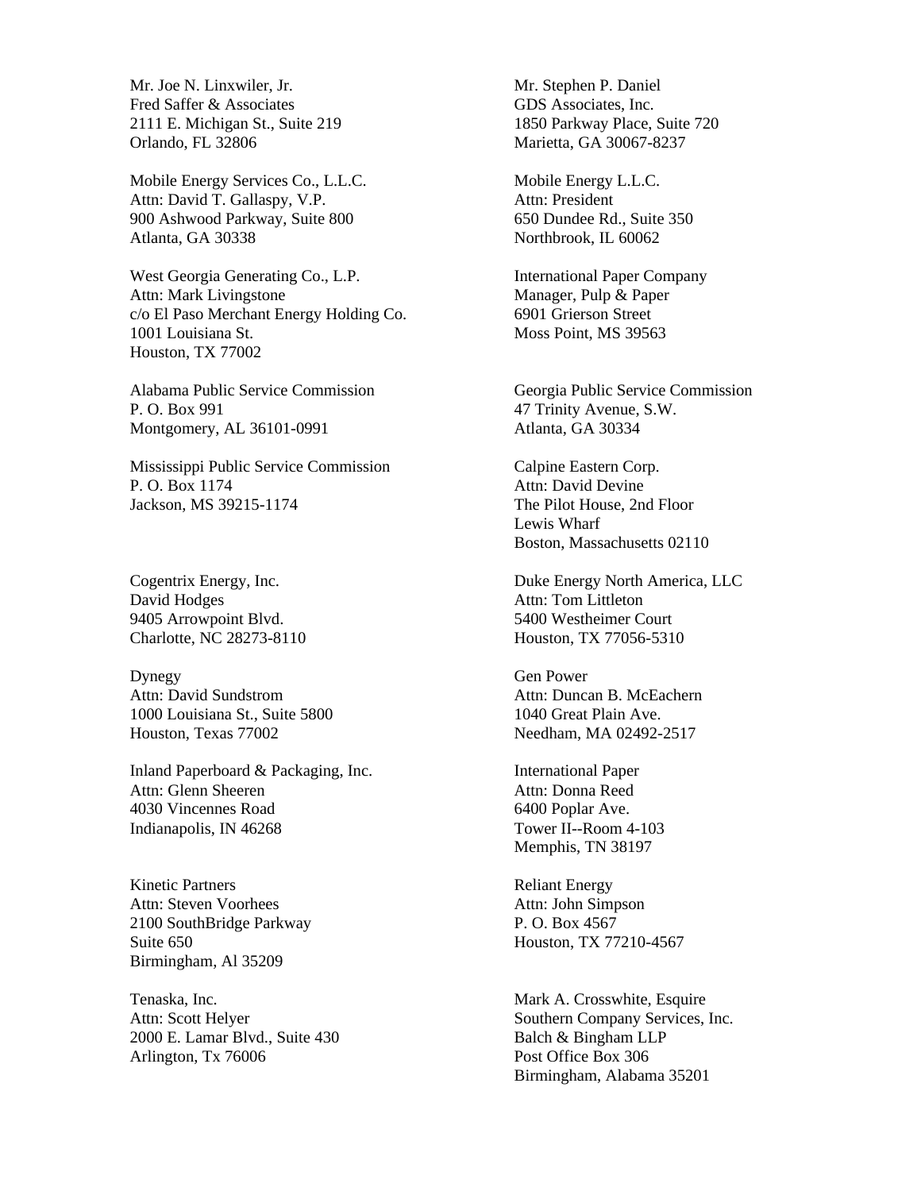Mr. Joe N. Linxwiler, Jr.
Fred Saffer & Associates
2111 E. Michigan St., Suite 219
Orlando, FL 32806

Mr. Stephen P. Daniel
GDS Associates, Inc.
1850 Parkway Place, Suite 720
Marietta, GA 30067-8237

Mobile Energy Services Co., L.L.C.
Attn: David T. Gallaspy, V.P.
900 Ashwood Parkway, Suite 800
Atlanta, GA 30338

Mobile Energy L.L.C.
Attn: President
650 Dundee Rd., Suite 350
Northbrook, IL 60062

West Georgia Generating Co., L.P.
Attn: Mark Livingstone
c/o El Paso Merchant Energy Holding Co.
1001 Louisiana St.
Houston, TX 77002

International Paper Company
Manager, Pulp & Paper
6901 Grierson Street
Moss Point, MS 39563

Alabama Public Service Commission
P. O. Box 991
Montgomery, AL 36101-0991

Georgia Public Service Commission
47 Trinity Avenue, S.W.
Atlanta, GA 30334

Mississippi Public Service Commission
P. O. Box 1174
Jackson, MS 39215-1174

Calpine Eastern Corp.
Attn: David Devine
The Pilot House, 2nd Floor
Lewis Wharf
Boston, Massachusetts 02110

Cogentrix Energy, Inc.
David Hodges
9405 Arrowpoint Blvd.
Charlotte, NC 28273-8110

Duke Energy North America, LLC
Attn: Tom Littleton
5400 Westheimer Court
Houston, TX 77056-5310

Dynegy
Attn: David Sundstrom
1000 Louisiana St., Suite 5800
Houston, Texas 77002

Gen Power
Attn: Duncan B. McEachern
1040 Great Plain Ave.
Needham, MA 02492-2517

Inland Paperboard & Packaging, Inc.
Attn: Glenn Sheeren
4030 Vincennes Road
Indianapolis, IN 46268

International Paper
Attn: Donna Reed
6400 Poplar Ave.
Tower II--Room 4-103
Memphis, TN 38197

Kinetic Partners
Attn: Steven Voorhees
2100 SouthBridge Parkway
Suite 650
Birmingham, Al 35209

Reliant Energy
Attn: John Simpson
P. O. Box 4567
Houston, TX 77210-4567

Tenaska, Inc.
Attn: Scott Helyer
2000 E. Lamar Blvd., Suite 430
Arlington, Tx 76006

Mark A. Crosswhite, Esquire
Southern Company Services, Inc.
Balch & Bingham LLP
Post Office Box 306
Birmingham, Alabama 35201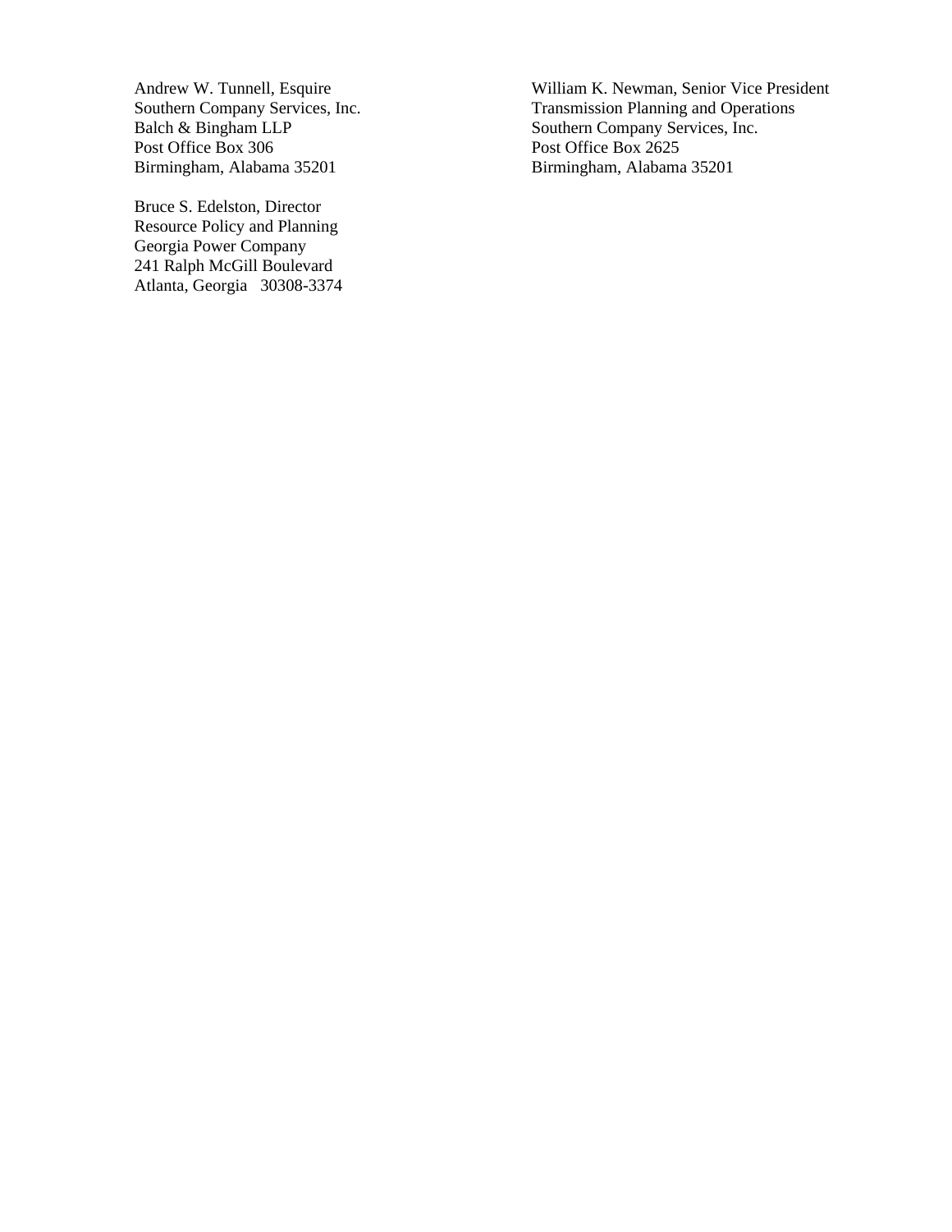Andrew W. Tunnell, Esquire
Southern Company Services, Inc.
Balch & Bingham LLP
Post Office Box 306
Birmingham, Alabama 35201

Bruce S. Edelston, Director
Resource Policy and Planning
Georgia Power Company
241 Ralph McGill Boulevard
Atlanta, Georgia 30308-3374

William K. Newman, Senior Vice President
Transmission Planning and Operations
Southern Company Services, Inc.
Post Office Box 2625
Birmingham, Alabama 35201